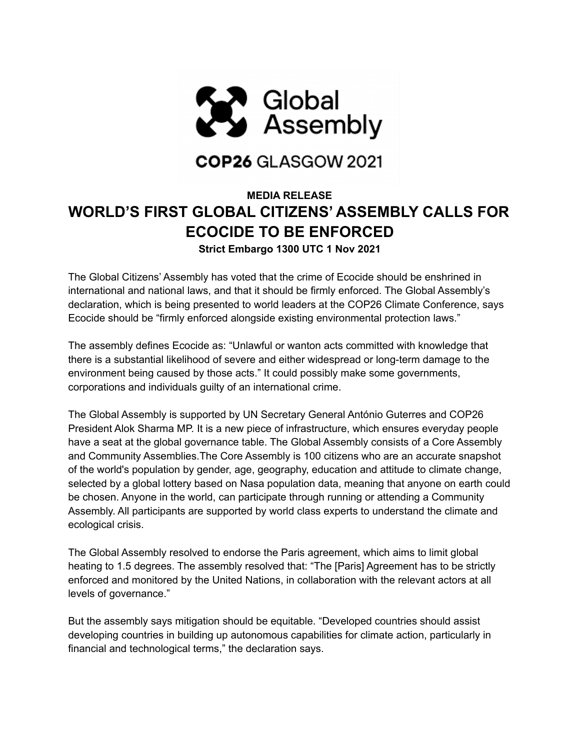Global Assembly

COP26 GLASGOW 2021

**MEDIA RELEASE**

# WORLD'S FIRST GLOBAL CITIZENS' ASSEMBLY CALLS FOR ECOCIDE TO BE ENFORCED

**Strict Embargo 1300 UTC 1 Nov 2021**

The Global Citizens' Assembly has voted that the crime of Ecocide should be enshrined in international and national laws, and that it should be firmly enforced. The Global Assembly's declaration, which is being presented to world leaders at the COP26 Climate Conference, says Ecocide should be "firmly enforced alongside existing environmental protection laws."

The assembly defines Ecocide as: "Unlawful or wanton acts committed with knowledge that there is a substantial likelihood of severe and either widespread or long-term damage to the environment being caused by those acts." It could possibly make some governments, corporations and individuals guilty of an international crime.

The Global Assembly is supported by UN Secretary General António Guterres and COP26 President Alok Sharma MP. It is a new piece of infrastructure, which ensures everyday people have a seat at the global governance table. The Global Assembly consists of a Core Assembly and Community Assemblies.The Core Assembly is 100 citizens who are an accurate snapshot of the world's population by gender, age, geography, education and attitude to climate change, selected by a global lottery based on Nasa population data, meaning that anyone on earth could be chosen. Anyone in the world, can participate through running or attending a Community Assembly. All participants are supported by world class experts to understand the climate and ecological crisis.

The Global Assembly resolved to endorse the Paris agreement, which aims to limit global heating to 1.5 degrees. The assembly resolved that: "The [Paris] Agreement has to be strictly enforced and monitored by the United Nations, in collaboration with the relevant actors at all levels of governance."

But the assembly says mitigation should be equitable. "Developed countries should assist developing countries in building up autonomous capabilities for climate action, particularly in financial and technological terms," the declaration says.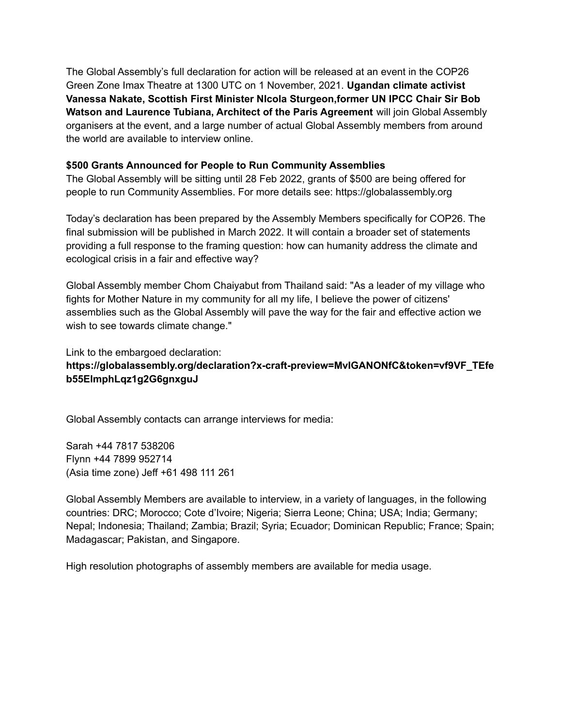The Global Assembly's full declaration for action will be released at an event in the COP26 Green Zone Imax Theatre at 1300 UTC on 1 November, 2021. **Ugandan climate activist Vanessa Nakate, Scottish First Minister NIcola Sturgeon,former UN IPCC Chair Sir Bob Watson and Laurence Tubiana, Architect of the Paris Agreement** will join Global Assembly organisers at the event, and a large number of actual Global Assembly members from around the world are available to interview online.

**$500 Grants Announced for People to Run Community Assemblies**

The Global Assembly will be sitting until 28 Feb 2022, grants of $500 are being offered for people to run Community Assemblies. For more details see: https://globalassembly.org

Today's declaration has been prepared by the Assembly Members specifically for COP26. The final submission will be published in March 2022. It will contain a broader set of statements providing a full response to the framing question: how can humanity address the climate and ecological crisis in a fair and effective way?

Global Assembly member Chom Chaiyabut from Thailand said: "As a leader of my village who fights for Mother Nature in my community for all my life, I believe the power of citizens' assemblies such as the Global Assembly will pave the way for the fair and effective action we wish to see towards climate change."

Link to the embargoed declaration:
**https://globalassembly.org/declaration?x-craft-preview=MvIGANONfC&token=vf9VF_TEfeb55ElmphLqz1g2G6gnxguJ**

Global Assembly contacts can arrange interviews for media:

Sarah +44 7817 538206
Flynn +44 7899 952714
(Asia time zone) Jeff +61 498 111 261

Global Assembly Members are available to interview, in a variety of languages, in the following countries: DRC; Morocco; Cote d'Ivoire; Nigeria; Sierra Leone; China; USA; India; Germany; Nepal; Indonesia; Thailand; Zambia; Brazil; Syria; Ecuador; Dominican Republic; France; Spain; Madagascar; Pakistan, and Singapore.

High resolution photographs of assembly members are available for media usage.